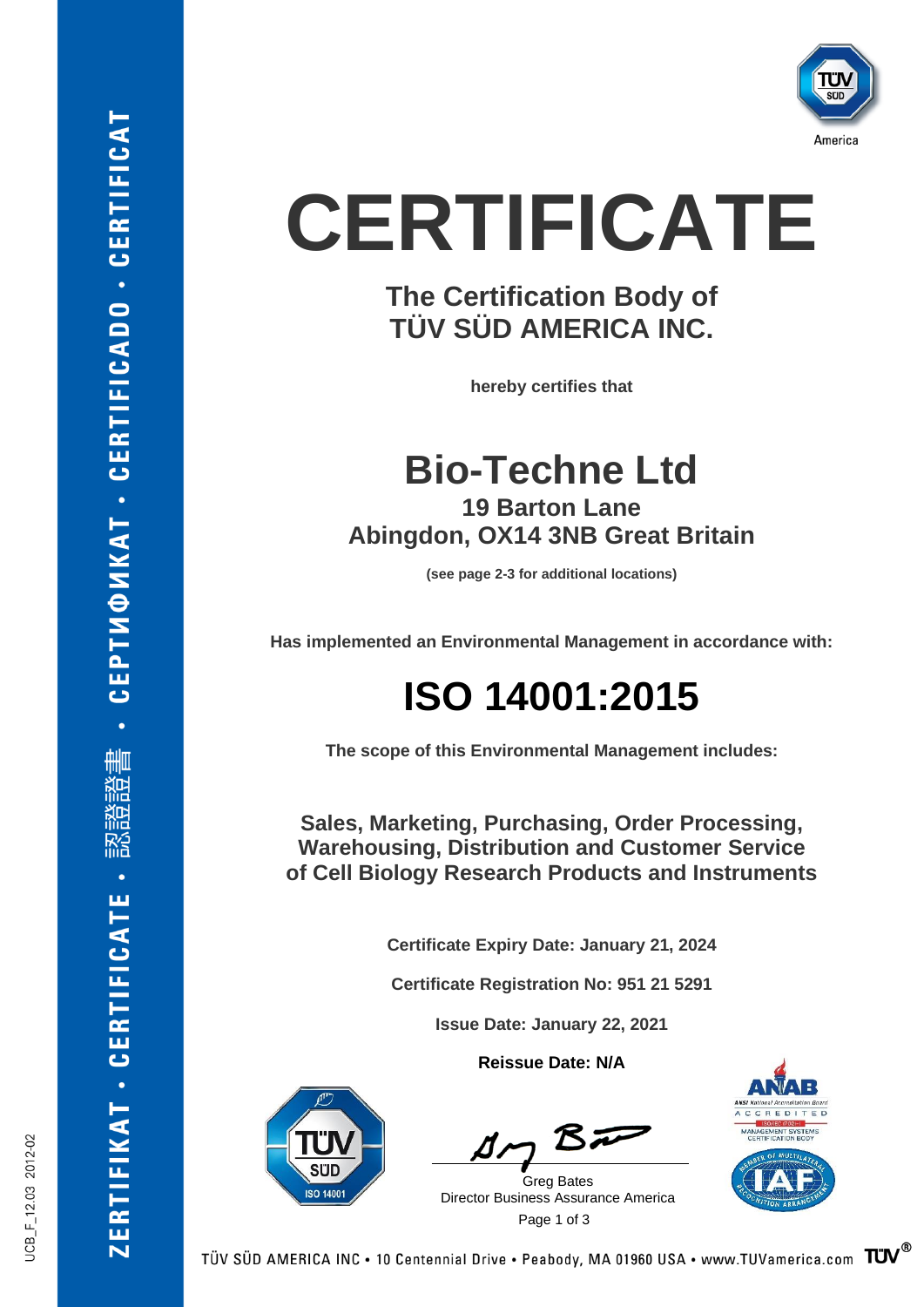# CERTIFICATE

## The Certification Body of TÜV SÜD AMERICA INC.

**hereby certifies that**

# Bio-Techne Ltd

**19 Barton Lane**
**Abingdon, OX14 3NB Great Britain**

**(see page 2-3 for additional locations)**

**Has implemented an Environmental Management in accordance with:**

# ISO 14001:2015

**The scope of this Environmental Management includes:**

**Sales, Marketing, Purchasing, Order Processing, Warehousing, Distribution and Customer Service of Cell Biology Research Products and Instruments**

**Certificate Expiry Date: January 21, 2024**

**Certificate Registration No: 951 21 5291**

**Issue Date: January 22, 2021**

**Reissue Date: N/A**

Greg Bates
Director Business Assurance America

TÜV SÜD AMERICA INC • 10 Centennial Drive • Peabody, MA 01960 USA • www.TUVamerica.com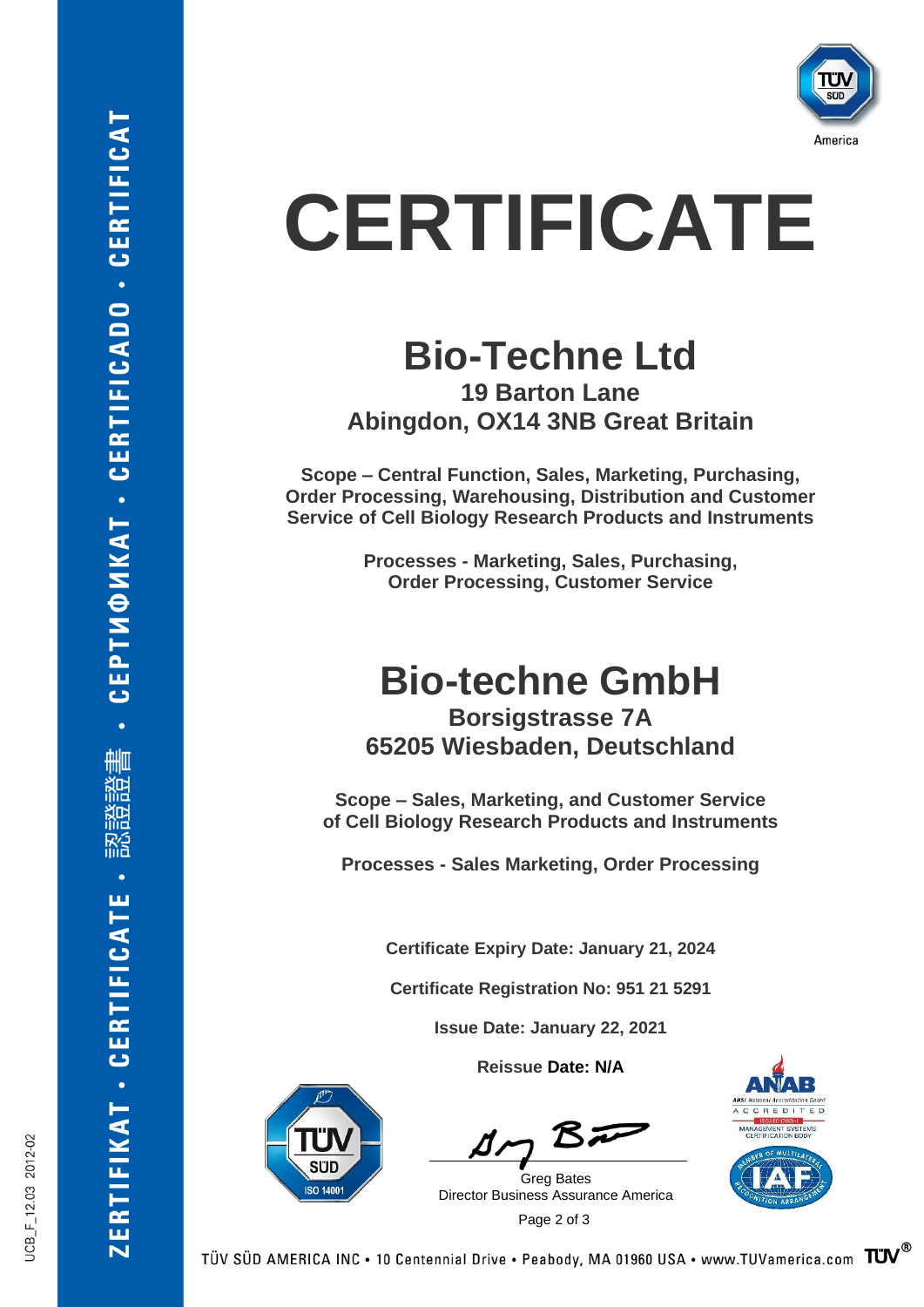# CERTIFICATE

## Bio-Techne Ltd

**19 Barton Lane**
**Abingdon, OX14 3NB Great Britain**

**Scope – Central Function, Sales, Marketing, Purchasing, Order Processing, Warehousing, Distribution and Customer Service of Cell Biology Research Products and Instruments**

**Processes - Marketing, Sales, Purchasing, Order Processing, Customer Service**

## Bio-techne GmbH

**Borsigstrasse 7A**
**65205 Wiesbaden, Deutschland**

**Scope – Sales, Marketing, and Customer Service of Cell Biology Research Products and Instruments**

**Processes - Sales Marketing, Order Processing**

**Certificate Expiry Date: January 21, 2024**

**Certificate Registration No: 951 21 5291**

**Issue Date: January 22, 2021**

**Reissue Date: N/A**

Greg Bates
Director Business Assurance America

TÜV SÜD ISO 14001

ANAB ANSI National Accreditation Board ACCREDITED ISO/IEC 17021-1 MANAGEMENT SYSTEMS CERTIFICATION BODY

IAF MEMBER OF MULTILATERAL RECOGNITION ARRANGEMENT

ZERTIFIKAT • CERTIFICATE • 認證證書 • СЕРТИФИКАТ • CERTIFICADO • CERTIFICAT

UCB_F_12.03 2012-02

TÜV SÜD AMERICA INC • 10 Centennial Drive • Peabody, MA 01960 USA • www.TUVamerica.com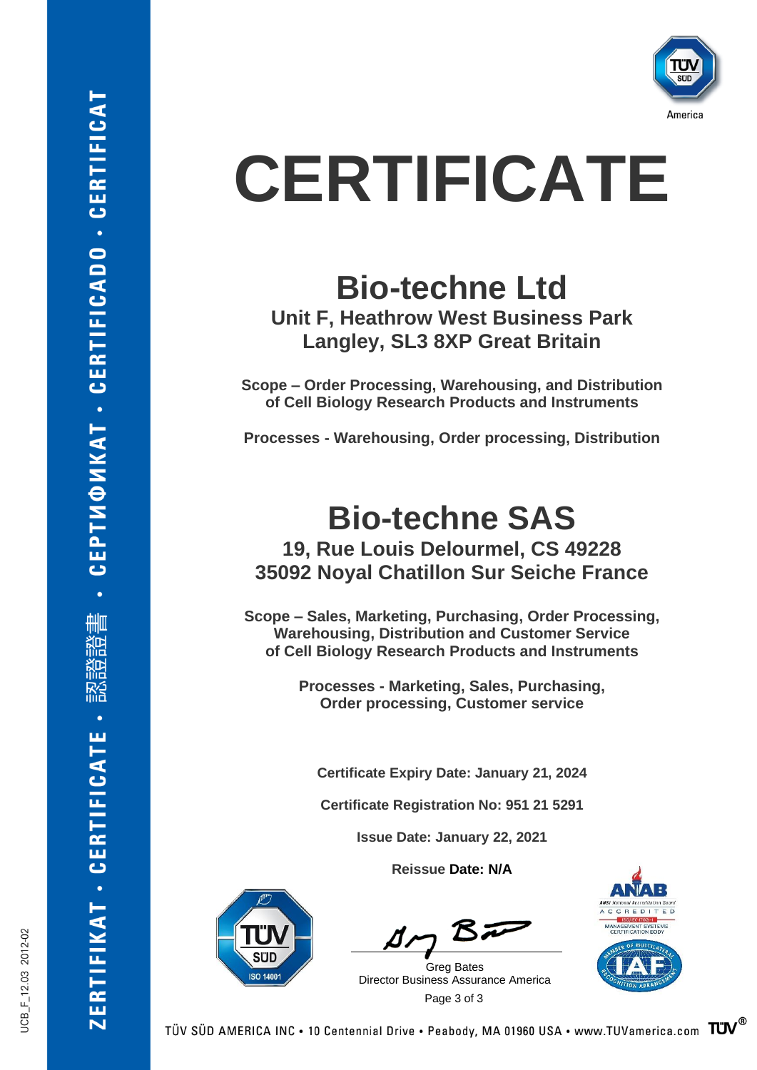# CERTIFICATE

## Bio-techne Ltd

**Unit F, Heathrow West Business Park**
**Langley, SL3 8XP Great Britain**

**Scope – Order Processing, Warehousing, and Distribution of Cell Biology Research Products and Instruments**

**Processes - Warehousing, Order processing, Distribution**

## Bio-techne SAS

**19, Rue Louis Delourmel, CS 49228**
**35092 Noyal Chatillon Sur Seiche France**

**Scope – Sales, Marketing, Purchasing, Order Processing, Warehousing, Distribution and Customer Service of Cell Biology Research Products and Instruments**

**Processes - Marketing, Sales, Purchasing, Order processing, Customer service**

**Certificate Expiry Date: January 21, 2024**

**Certificate Registration No: 951 21 5291**

**Issue Date: January 22, 2021**

Reissue **Date: N/A**

Greg Bates
Director Business Assurance America

ISO 14001

ANAB – ANSI National Accreditation Board – ACCREDITED – ISO/IEC 17021 – MANAGEMENT SYSTEMS CERTIFICATION BODY

IAF – MEMBER OF MULTILATERAL RECOGNITION ARRANGEMENT

ZERTIFIKAT • CERTIFICATE • 認證證書 • СЕРТИФИКАТ • CERTIFICADO • CERTIFICAT

UCB_F_12.03 2012-02

TÜV SÜD AMERICA INC • 10 Centennial Drive • Peabody, MA 01960 USA • www.TUVamerica.com